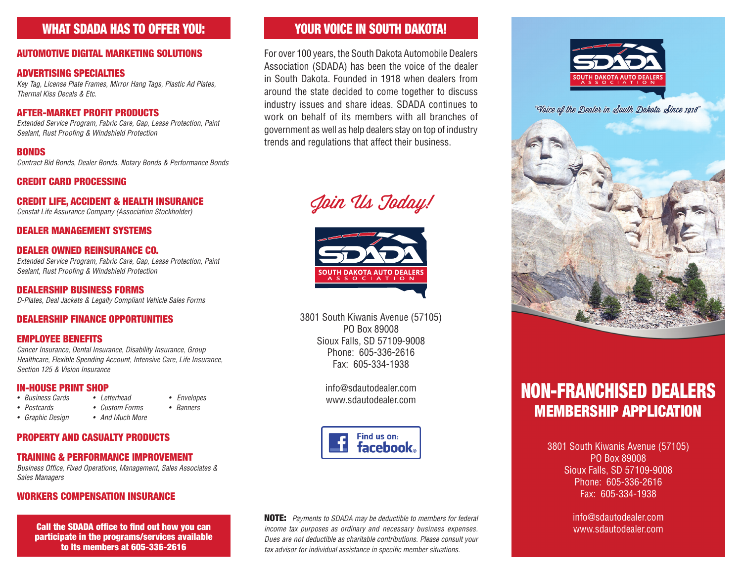## WHAT SDADA HAS TO OFFER YOU:

### AUTOMOTIVE DIGITAL MARKETING SOLUTIONS

### ADVERTISING SPECIALTIES

*Key Tag, License Plate Frames, Mirror Hang Tags, Plastic Ad Plates, Thermal Kiss Decals & Etc.*

### AFTER-MARKET PROFIT PRODUCTS

*Extended Service Program, Fabric Care, Gap, Lease Protection, Paint Sealant, Rust Proofing & Windshield Protection*

### BONDS

*Contract Bid Bonds, Dealer Bonds, Notary Bonds & Performance Bonds*

### CREDIT CARD PROCESSING

### CREDIT LIFE, ACCIDENT & HEALTH INSURANCE

*Censtat Life Assurance Company (Association Stockholder)*

### DEALER MANAGEMENT SYSTEMS

### DEALER OWNED REINSURANCE CO.

*Extended Service Program, Fabric Care, Gap, Lease Protection, Paint Sealant, Rust Proofing & Windshield Protection*

### DEALERSHIP BUSINESS FORMS

*D-Plates, Deal Jackets & Legally Compliant Vehicle Sales Forms*

### DEALERSHIP FINANCE OPPORTUNITIES

### EMPLOYEE BENEFITS

*Cancer Insurance, Dental Insurance, Disability Insurance, Group Healthcare, Flexible Spending Account, Intensive Care, Life Insurance, Section 125 & Vision Insurance*

### IN-HOUSE PRINT SHOP

- *Business Cards*
- *Postcards*
- *Graphic Design*
- *Letterhead*
- *Custom Forms*
- *And Much More*
- *Envelopes*
- *Banners*

### PROPERTY AND CASUALTY PRODUCTS

### TRAINING & PERFORMANCE IMPROVEMENT

*Business Office, Fixed Operations, Management, Sales Associates & Sales Managers*

### WORKERS COMPENSATION INSURANCE

**Call the SDADA office to find out how you can participate in the programs/services available to its members at 605-336-2616**

## YOUR VOICE IN SOUTH DAKOTA!

For over 100 years, the South Dakota Automobile Dealers Association (SDADA) has been the voice of the dealer in South Dakota. Founded in 1918 when dealers from around the state decided to come together to discuss industry issues and share ideas. SDADA continues to work on behalf of its members with all branches of government as well as help dealers stay on top of industry trends and regulations that affect their business.

*Join Us Today!*

SDADA
SOUTH DAKOTA AUTO DEALERS ASSOCIATION

3801 South Kiwanis Avenue (57105)
PO Box 89008
Sioux Falls, SD 57109-9008
Phone: 605-336-2616
Fax: 605-334-1938

info@sdautodealer.com
www.sdautodealer.com

Find us on: facebook

**NOTE:** *Payments to SDADA may be deductible to members for federal income tax purposes as ordinary and necessary business expenses. Dues are not deductible as charitable contributions. Please consult your tax advisor for individual assistance in specific member situations.*

SDADA
SOUTH DAKOTA AUTO DEALERS ASSOCIATION

*"Voice of the Dealer in South Dakota Since 1918"*

# NON-FRANCHISED DEALERS
## MEMBERSHIP APPLICATION

3801 South Kiwanis Avenue (57105)
PO Box 89008
Sioux Falls, SD 57109-9008
Phone: 605-336-2616
Fax: 605-334-1938

info@sdautodealer.com
www.sdautodealer.com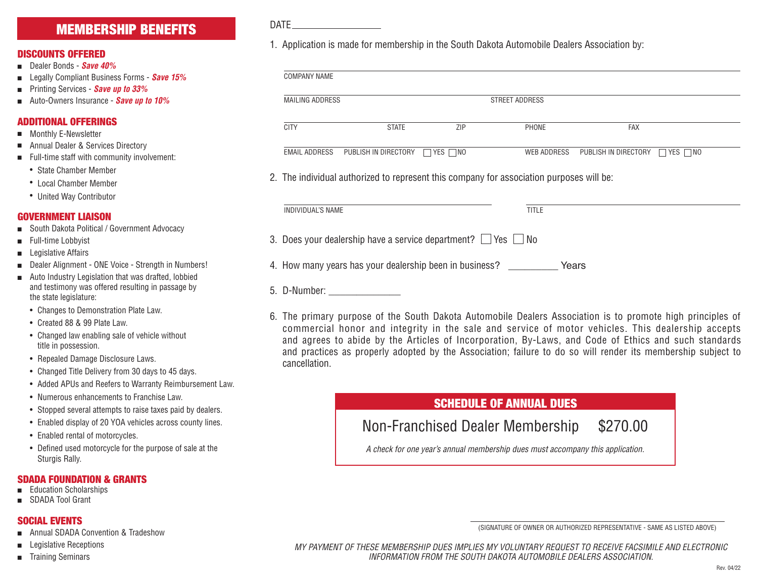# MEMBERSHIP BENEFITS

## DISCOUNTS OFFERED

- Dealer Bonds - ***Save 40%***
- Legally Compliant Business Forms - ***Save 15%***
- Printing Services - ***Save up to 33%***
- Auto-Owners Insurance - ***Save up to 10%***

## ADDITIONAL OFFERINGS

- Monthly E-Newsletter
- Annual Dealer & Services Directory
- Full-time staff with community involvement:
  - State Chamber Member
  - Local Chamber Member
  - United Way Contributor

## GOVERNMENT LIAISON

- South Dakota Political / Government Advocacy
- Full-time Lobbyist
- Legislative Affairs
- Dealer Alignment - ONE Voice - Strength in Numbers!
- Auto Industry Legislation that was drafted, lobbied and testimony was offered resulting in passage by the state legislature:
  - Changes to Demonstration Plate Law.
  - Created 88 & 99 Plate Law.
  - Changed law enabling sale of vehicle without title in possession.
  - Repealed Damage Disclosure Laws.
  - Changed Title Delivery from 30 days to 45 days.
  - Added APUs and Reefers to Warranty Reimbursement Law.
  - Numerous enhancements to Franchise Law.
  - Stopped several attempts to raise taxes paid by dealers.
  - Enabled display of 20 YOA vehicles across county lines.
  - Enabled rental of motorcycles.
  - Defined used motorcycle for the purpose of sale at the Sturgis Rally.

## SDADA FOUNDATION & GRANTS

- Education Scholarships
- SDADA Tool Grant

## SOCIAL EVENTS

- Annual SDADA Convention & Tradeshow
- Legislative Receptions
- Training Seminars

DATE________________

1. Application is made for membership in the South Dakota Automobile Dealers Association by:

______________________________
COMPANY NAME

______________________________
MAILING ADDRESS STREET ADDRESS

______________________________
CITY STATE ZIP PHONE FAX

______________________________
EMAIL ADDRESS PUBLISH IN DIRECTORY ☐ YES ☐ NO WEB ADDRESS PUBLISH IN DIRECTORY ☐ YES ☐ NO

2. The individual authorized to represent this company for association purposes will be:

______________________________
INDIVIDUAL'S NAME TITLE

3. Does your dealership have a service department? ☐ Yes ☐ No

4. How many years has your dealership been in business? _________ Years

5. D-Number: ______________

6. The primary purpose of the South Dakota Automobile Dealers Association is to promote high principles of commercial honor and integrity in the sale and service of motor vehicles. This dealership accepts and agrees to abide by the Articles of Incorporation, By-Laws, and Code of Ethics and such standards and practices as properly adopted by the Association; failure to do so will render its membership subject to cancellation.

## SCHEDULE OF ANNUAL DUES

Non-Franchised Dealer Membership $270.00

*A check for one year's annual membership dues must accompany this application.*

______________________________
(SIGNATURE OF OWNER OR AUTHORIZED REPRESENTATIVE - SAME AS LISTED ABOVE)

*MY PAYMENT OF THESE MEMBERSHIP DUES IMPLIES MY VOLUNTARY REQUEST TO RECEIVE FACSIMILE AND ELECTRONIC INFORMATION FROM THE SOUTH DAKOTA AUTOMOBILE DEALERS ASSOCIATION.*

Rev. 04/22